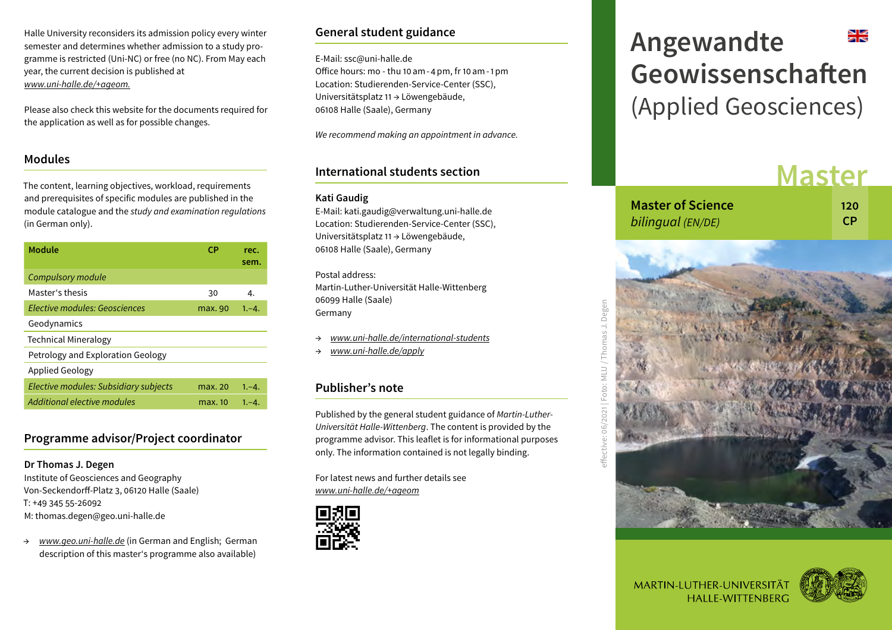Halle University reconsiders its admission policy every winter semester and determines whether admission to a study programme is restricted (Uni-NC) or free (no NC). From May each year, the current decision is published at *www.uni-halle.de/+ageom.*

Please also check this website for the documents required for the application as well as for possible changes.

## Modules

The content, learning objectives, workload, requirements and prerequisites of specific modules are published in the module catalogue and the *study and examination regulations* (in German only).

| Module | CP | rec. sem. |
|---|---|---|
| *Compulsory module* | | |
| Master's thesis | 30 | 4. |
| *Elective modules: Geosciences* | max. 90 | 1.–4. |
| Geodynamics | | |
| Technical Mineralogy | | |
| Petrology and Exploration Geology | | |
| Applied Geology | | |
| *Elective modules: Subsidiary subjects* | max. 20 | 1.–4. |
| *Additional elective modules* | max. 10 | 1.–4. |

## Programme advisor/Project coordinator

**Dr Thomas J. Degen**
Institute of Geosciences and Geography
Von-Seckendorff-Platz 3, 06120 Halle (Saale)
T: +49 345 55-26092
M: thomas.degen@geo.uni-halle.de

→ *www.geo.uni-halle.de* (in German and English; German description of this master's programme also available)

## General student guidance

E-Mail: ssc@uni-halle.de
Office hours: mo - thu 10 am - 4 pm, fr 10 am - 1 pm
Location: Studierenden-Service-Center (SSC), Universitätsplatz 11 → Löwengebäude, 06108 Halle (Saale), Germany

*We recommend making an appointment in advance.*

## International students section

**Kati Gaudig**
E-Mail: kati.gaudig@verwaltung.uni-halle.de
Location: Studierenden-Service-Center (SSC), Universitätsplatz 11 → Löwengebäude, 06108 Halle (Saale), Germany

Postal address:
Martin-Luther-Universität Halle-Wittenberg
06099 Halle (Saale)
Germany

→ *www.uni-halle.de/international-students*
→ *www.uni-halle.de/apply*

## Publisher's note

Published by the general student guidance of *Martin-Luther-Universität Halle-Wittenberg*. The content is provided by the programme advisor. This leaflet is for informational purposes only. The information contained is not legally binding.

For latest news and further details see *www.uni-halle.de/+ageom*

effective: 06/2021 | Foto: MLU / Thomas J. Degen

# Angewandte Geowissenschaften (Applied Geosciences)

## Master

**Master of Science** *bilingual (EN/DE)*

**120 CP**

MARTIN-LUTHER-UNIVERSITÄT HALLE-WITTENBERG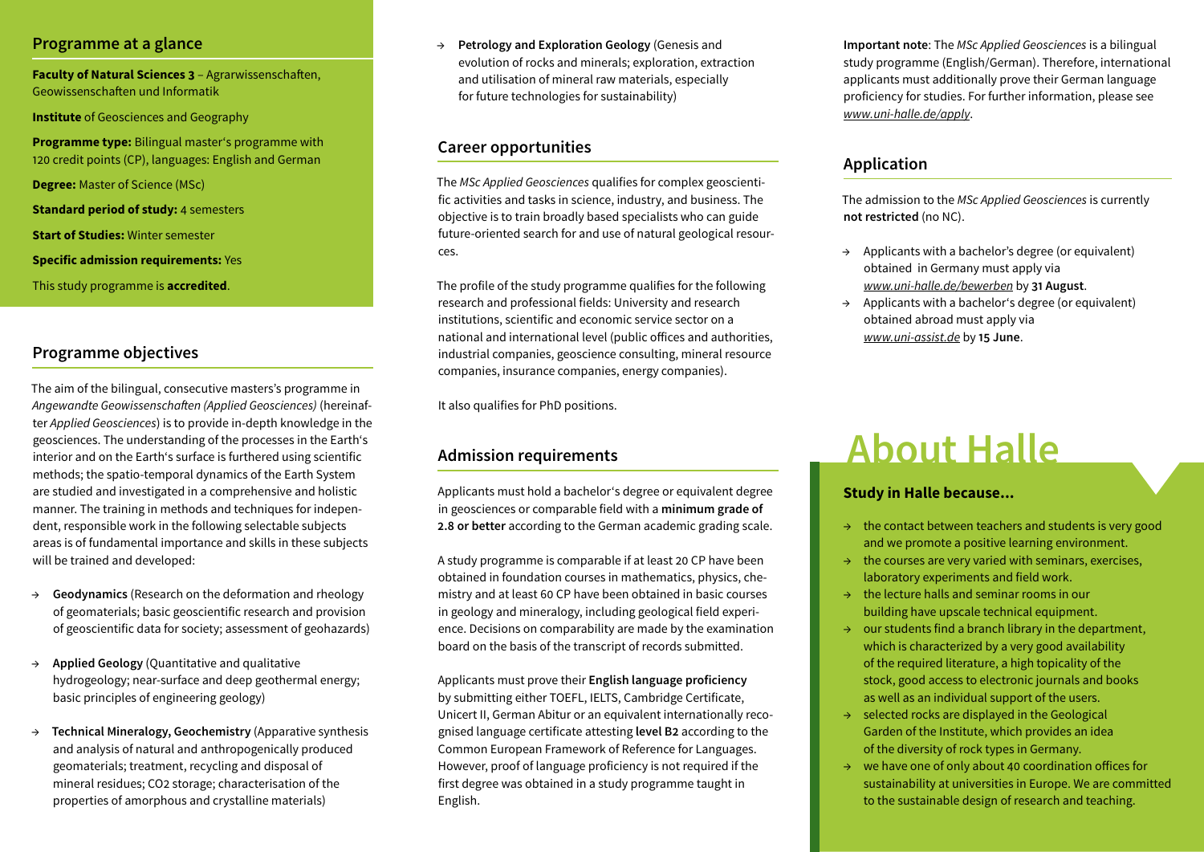## Programme at a glance

**Faculty of Natural Sciences 3** – Agrarwissenschaften, Geowissenschaften und Informatik

**Institute** of Geosciences and Geography

**Programme type:** Bilingual master's programme with 120 credit points (CP), languages: English and German

**Degree:** Master of Science (MSc)

**Standard period of study:** 4 semesters

**Start of Studies:** Winter semester

**Specific admission requirements:** Yes

This study programme is **accredited**.

## Programme objectives

The aim of the bilingual, consecutive masters's programme in *Angewandte Geowissenschaften (Applied Geosciences)* (hereinafter *Applied Geosciences*) is to provide in-depth knowledge in the geosciences. The understanding of the processes in the Earth's interior and on the Earth's surface is furthered using scientific methods; the spatio-temporal dynamics of the Earth System are studied and investigated in a comprehensive and holistic manner. The training in methods and techniques for independent, responsible work in the following selectable subjects areas is of fundamental importance and skills in these subjects will be trained and developed:

- **Geodynamics** (Research on the deformation and rheology of geomaterials; basic geoscientific research and provision of geoscientific data for society; assessment of geohazards)
- **Applied Geology** (Quantitative and qualitative hydrogeology; near-surface and deep geothermal energy; basic principles of engineering geology)
- **Technical Mineralogy, Geochemistry** (Apparative synthesis and analysis of natural and anthropogenically produced geomaterials; treatment, recycling and disposal of mineral residues; $CO_2$ storage; characterisation of the properties of amorphous and crystalline materials)
- **Petrology and Exploration Geology** (Genesis and evolution of rocks and minerals; exploration, extraction and utilisation of mineral raw materials, especially for future technologies for sustainability)

## Career opportunities

The *MSc Applied Geosciences* qualifies for complex geoscientific activities and tasks in science, industry, and business. The objective is to train broadly based specialists who can guide future-oriented search for and use of natural geological resources.

The profile of the study programme qualifies for the following research and professional fields: University and research institutions, scientific and economic service sector on a national and international level (public offices and authorities, industrial companies, geoscience consulting, mineral resource companies, insurance companies, energy companies).

It also qualifies for PhD positions.

## Admission requirements

Applicants must hold a bachelor's degree or equivalent degree in geosciences or comparable field with a **minimum grade of 2.8 or better** according to the German academic grading scale.

A study programme is comparable if at least 20 CP have been obtained in foundation courses in mathematics, physics, chemistry and at least 60 CP have been obtained in basic courses in geology and mineralogy, including geological field experience. Decisions on comparability are made by the examination board on the basis of the transcript of records submitted.

Applicants must prove their **English language proficiency** by submitting either TOEFL, IELTS, Cambridge Certificate, Unicert II, German Abitur or an equivalent internationally recognised language certificate attesting **level B2** according to the Common European Framework of Reference for Languages. However, proof of language proficiency is not required if the first degree was obtained in a study programme taught in English.

**Important note**: The *MSc Applied Geosciences* is a bilingual study programme (English/German). Therefore, international applicants must additionally prove their German language proficiency for studies. For further information, please see *www.uni-halle.de/apply*.

## Application

The admission to the *MSc Applied Geosciences* is currently **not restricted** (no NC).

- Applicants with a bachelor's degree (or equivalent) obtained in Germany must apply via *www.uni-halle.de/bewerben* by **31 August**.
- Applicants with a bachelor's degree (or equivalent) obtained abroad must apply via *www.uni-assist.de* by **15 June**.

# About Halle

### Study in Halle because...

- the contact between teachers and students is very good and we promote a positive learning environment.
- the courses are very varied with seminars, exercises, laboratory experiments and field work.
- the lecture halls and seminar rooms in our building have upscale technical equipment.
- our students find a branch library in the department, which is characterized by a very good availability of the required literature, a high topicality of the stock, good access to electronic journals and books as well as an individual support of the users.
- selected rocks are displayed in the Geological Garden of the Institute, which provides an idea of the diversity of rock types in Germany.
- we have one of only about 40 coordination offices for sustainability at universities in Europe. We are committed to the sustainable design of research and teaching.